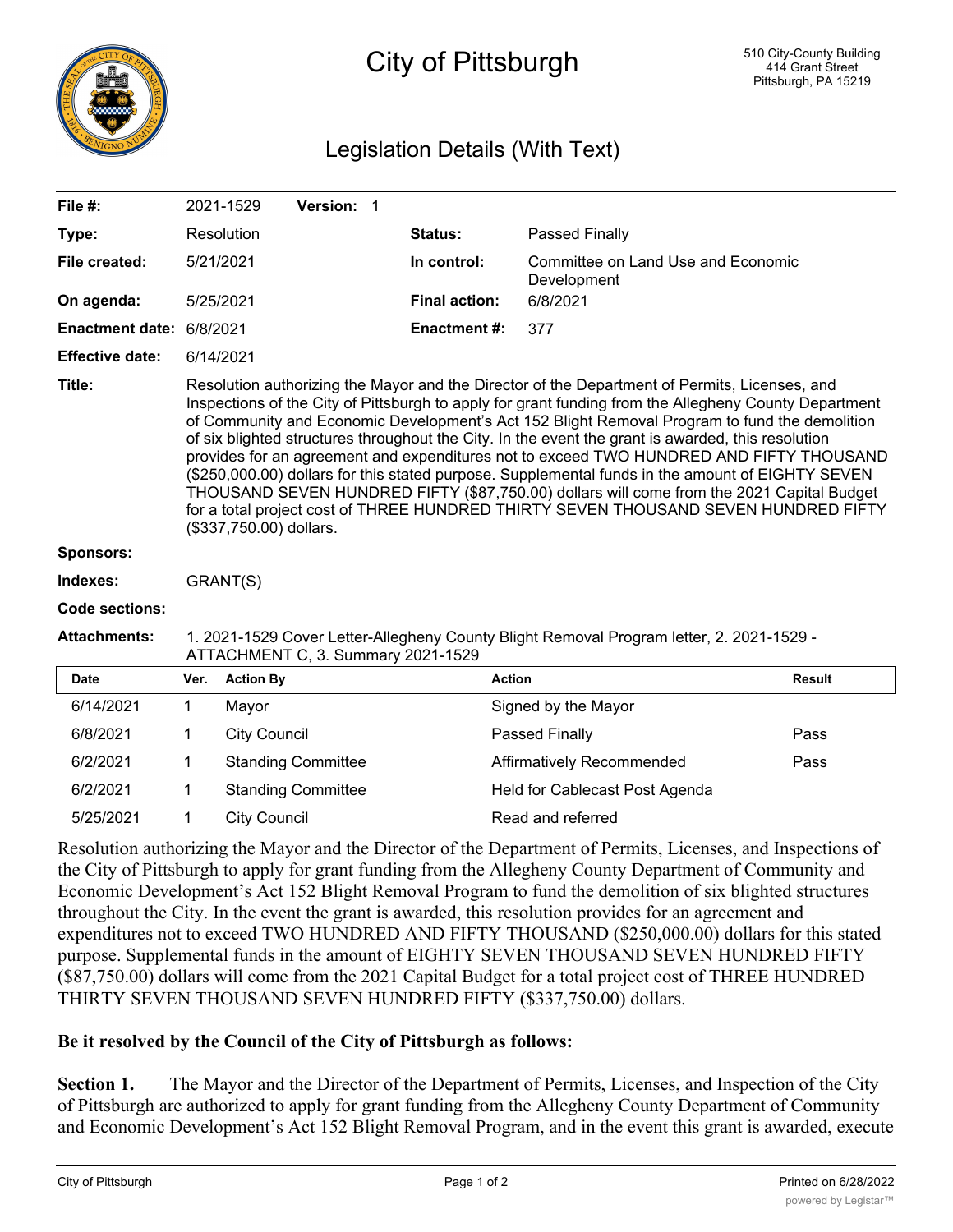# City of Pittsburgh

510 City-County Building
414 Grant Street
Pittsburgh, PA 15219

## Legislation Details (With Text)

| | | | |
|---|---|---|---|
| **File #:** | 2021-1529 **Version:** 1 | | |
| **Type:** | Resolution | **Status:** | Passed Finally |
| **File created:** | 5/21/2021 | **In control:** | Committee on Land Use and Economic Development |
| **On agenda:** | 5/25/2021 | **Final action:** | 6/8/2021 |
| **Enactment date:** | 6/8/2021 | **Enactment #:** | 377 |
| **Effective date:** | 6/14/2021 | | |

**Title:** Resolution authorizing the Mayor and the Director of the Department of Permits, Licenses, and Inspections of the City of Pittsburgh to apply for grant funding from the Allegheny County Department of Community and Economic Development's Act 152 Blight Removal Program to fund the demolition of six blighted structures throughout the City. In the event the grant is awarded, this resolution provides for an agreement and expenditures not to exceed TWO HUNDRED AND FIFTY THOUSAND ($250,000.00) dollars for this stated purpose. Supplemental funds in the amount of EIGHTY SEVEN THOUSAND SEVEN HUNDRED FIFTY ($87,750.00) dollars will come from the 2021 Capital Budget for a total project cost of THREE HUNDRED THIRTY SEVEN THOUSAND SEVEN HUNDRED FIFTY ($337,750.00) dollars.

**Sponsors:**

**Indexes:** GRANT(S)

**Code sections:**

**Attachments:** 1. 2021-1529 Cover Letter-Allegheny County Blight Removal Program letter, 2. 2021-1529 - ATTACHMENT C, 3. Summary 2021-1529

| Date | Ver. | Action By | Action | Result |
|---|---|---|---|---|
| 6/14/2021 | 1 | Mayor | Signed by the Mayor | |
| 6/8/2021 | 1 | City Council | Passed Finally | Pass |
| 6/2/2021 | 1 | Standing Committee | Affirmatively Recommended | Pass |
| 6/2/2021 | 1 | Standing Committee | Held for Cablecast Post Agenda | |
| 5/25/2021 | 1 | City Council | Read and referred | |

Resolution authorizing the Mayor and the Director of the Department of Permits, Licenses, and Inspections of the City of Pittsburgh to apply for grant funding from the Allegheny County Department of Community and Economic Development's Act 152 Blight Removal Program to fund the demolition of six blighted structures throughout the City. In the event the grant is awarded, this resolution provides for an agreement and expenditures not to exceed TWO HUNDRED AND FIFTY THOUSAND ($250,000.00) dollars for this stated purpose. Supplemental funds in the amount of EIGHTY SEVEN THOUSAND SEVEN HUNDRED FIFTY ($87,750.00) dollars will come from the 2021 Capital Budget for a total project cost of THREE HUNDRED THIRTY SEVEN THOUSAND SEVEN HUNDRED FIFTY ($337,750.00) dollars.

**Be it resolved by the Council of the City of Pittsburgh as follows:**

**Section 1.** The Mayor and the Director of the Department of Permits, Licenses, and Inspection of the City of Pittsburgh are authorized to apply for grant funding from the Allegheny County Department of Community and Economic Development's Act 152 Blight Removal Program, and in the event this grant is awarded, execute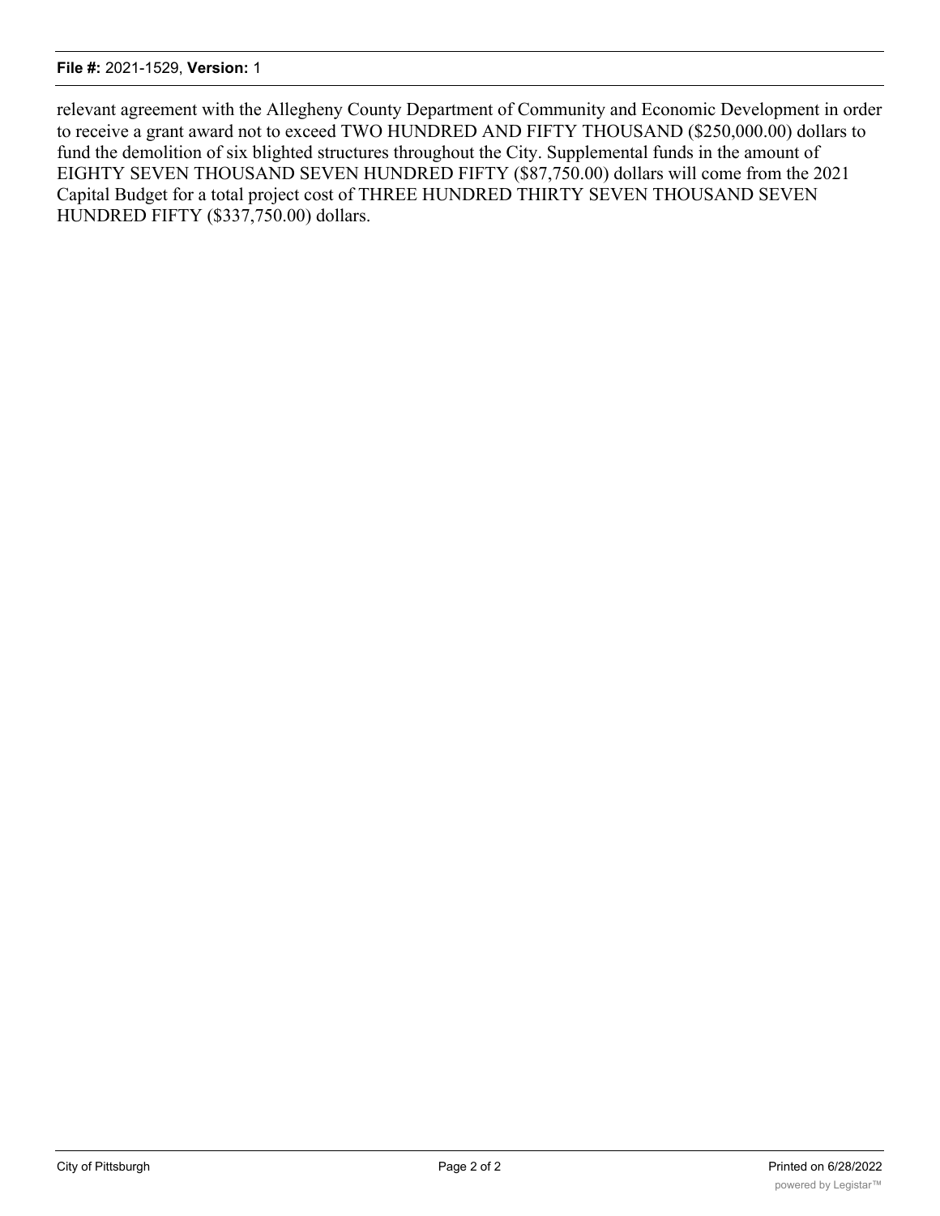relevant agreement with the Allegheny County Department of Community and Economic Development in order to receive a grant award not to exceed TWO HUNDRED AND FIFTY THOUSAND ($250,000.00) dollars to fund the demolition of six blighted structures throughout the City. Supplemental funds in the amount of EIGHTY SEVEN THOUSAND SEVEN HUNDRED FIFTY ($87,750.00) dollars will come from the 2021 Capital Budget for a total project cost of THREE HUNDRED THIRTY SEVEN THOUSAND SEVEN HUNDRED FIFTY ($337,750.00) dollars.